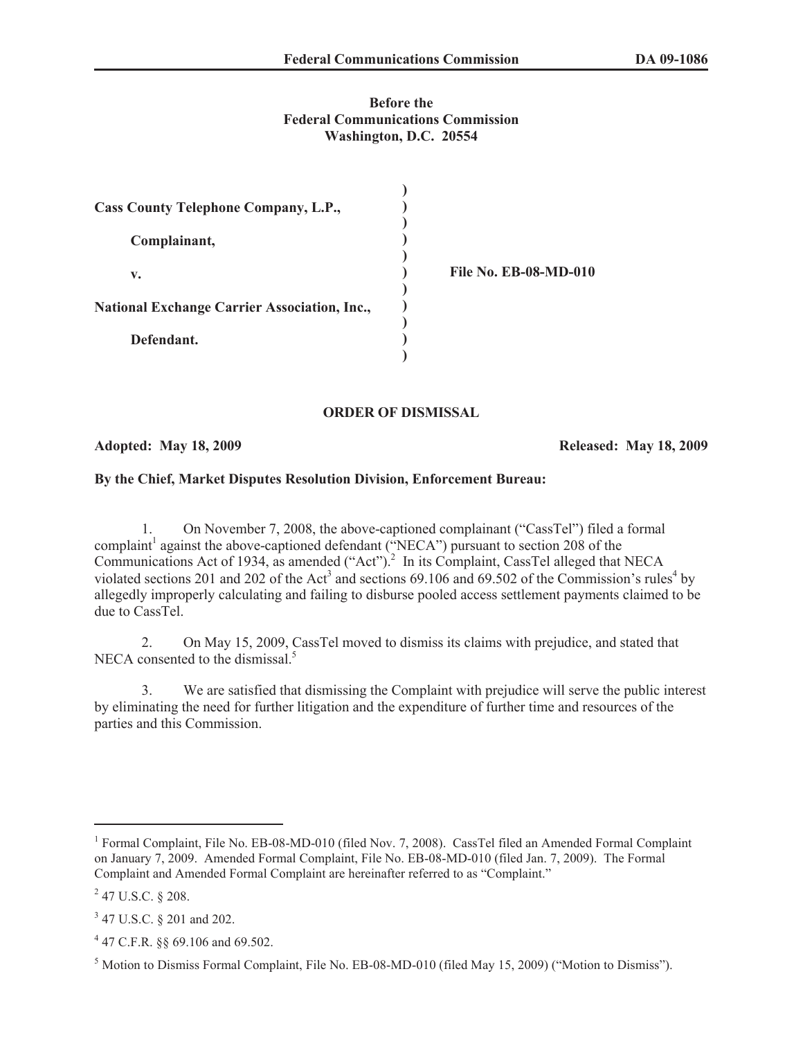**Before the**
**Federal Communications Commission**
**Washington, D.C. 20554**

| | | |
|---|---|---|
| **Cass County Telephone Company, L.P.,** | ) | |
| **Complainant,** | ) | |
| **v.** | ) | **File No. EB-08-MD-010** |
| **National Exchange Carrier Association, Inc.,** | ) | |
| **Defendant.** | ) | |

**ORDER OF DISMISSAL**

**Adopted: May 18, 2009** **Released: May 18, 2009**

**By the Chief, Market Disputes Resolution Division, Enforcement Bureau:**

1. On November 7, 2008, the above-captioned complainant ("CassTel") filed a formal complaint[1] against the above-captioned defendant ("NECA") pursuant to section 208 of the Communications Act of 1934, as amended ("Act").[2] In its Complaint, CassTel alleged that NECA violated sections 201 and 202 of the Act[3] and sections 69.106 and 69.502 of the Commission's rules[4] by allegedly improperly calculating and failing to disburse pooled access settlement payments claimed to be due to CassTel.

2. On May 15, 2009, CassTel moved to dismiss its claims with prejudice, and stated that NECA consented to the dismissal.[5]

3. We are satisfied that dismissing the Complaint with prejudice will serve the public interest by eliminating the need for further litigation and the expenditure of further time and resources of the parties and this Commission.

---

[1] Formal Complaint, File No. EB-08-MD-010 (filed Nov. 7, 2008). CassTel filed an Amended Formal Complaint on January 7, 2009. Amended Formal Complaint, File No. EB-08-MD-010 (filed Jan. 7, 2009). The Formal Complaint and Amended Formal Complaint are hereinafter referred to as "Complaint."

[2] 47 U.S.C. § 208.

[3] 47 U.S.C. § 201 and 202.

[4] 47 C.F.R. §§ 69.106 and 69.502.

[5] Motion to Dismiss Formal Complaint, File No. EB-08-MD-010 (filed May 15, 2009) ("Motion to Dismiss").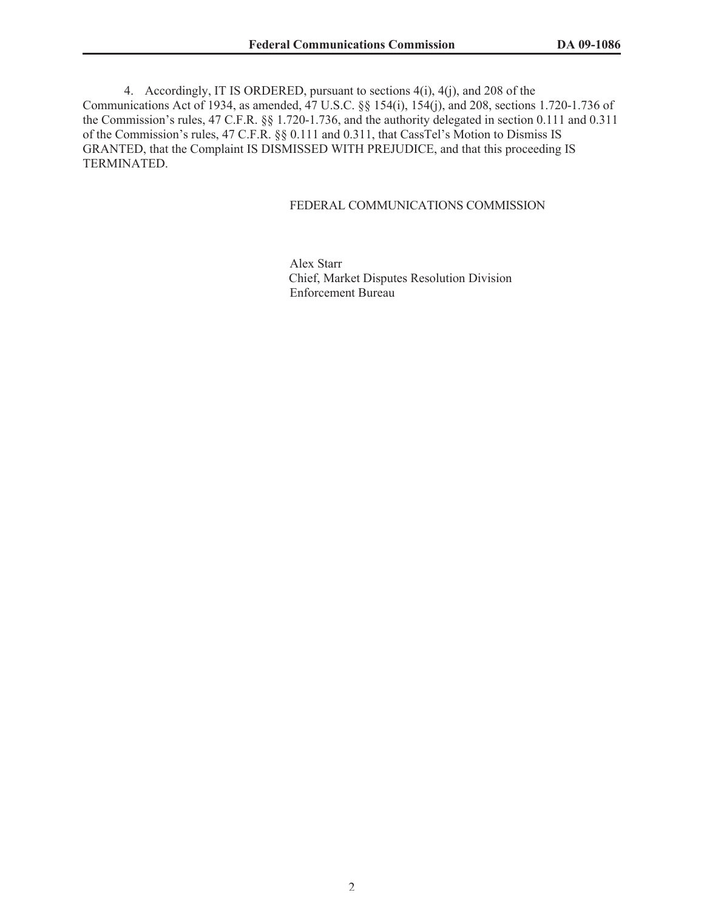4. Accordingly, IT IS ORDERED, pursuant to sections 4(i), 4(j), and 208 of the Communications Act of 1934, as amended, 47 U.S.C. §§ 154(i), 154(j), and 208, sections 1.720-1.736 of the Commission's rules, 47 C.F.R. §§ 1.720-1.736, and the authority delegated in section 0.111 and 0.311 of the Commission's rules, 47 C.F.R. §§ 0.111 and 0.311, that CassTel's Motion to Dismiss IS GRANTED, that the Complaint IS DISMISSED WITH PREJUDICE, and that this proceeding IS TERMINATED.

FEDERAL COMMUNICATIONS COMMISSION

Alex Starr
Chief, Market Disputes Resolution Division
Enforcement Bureau